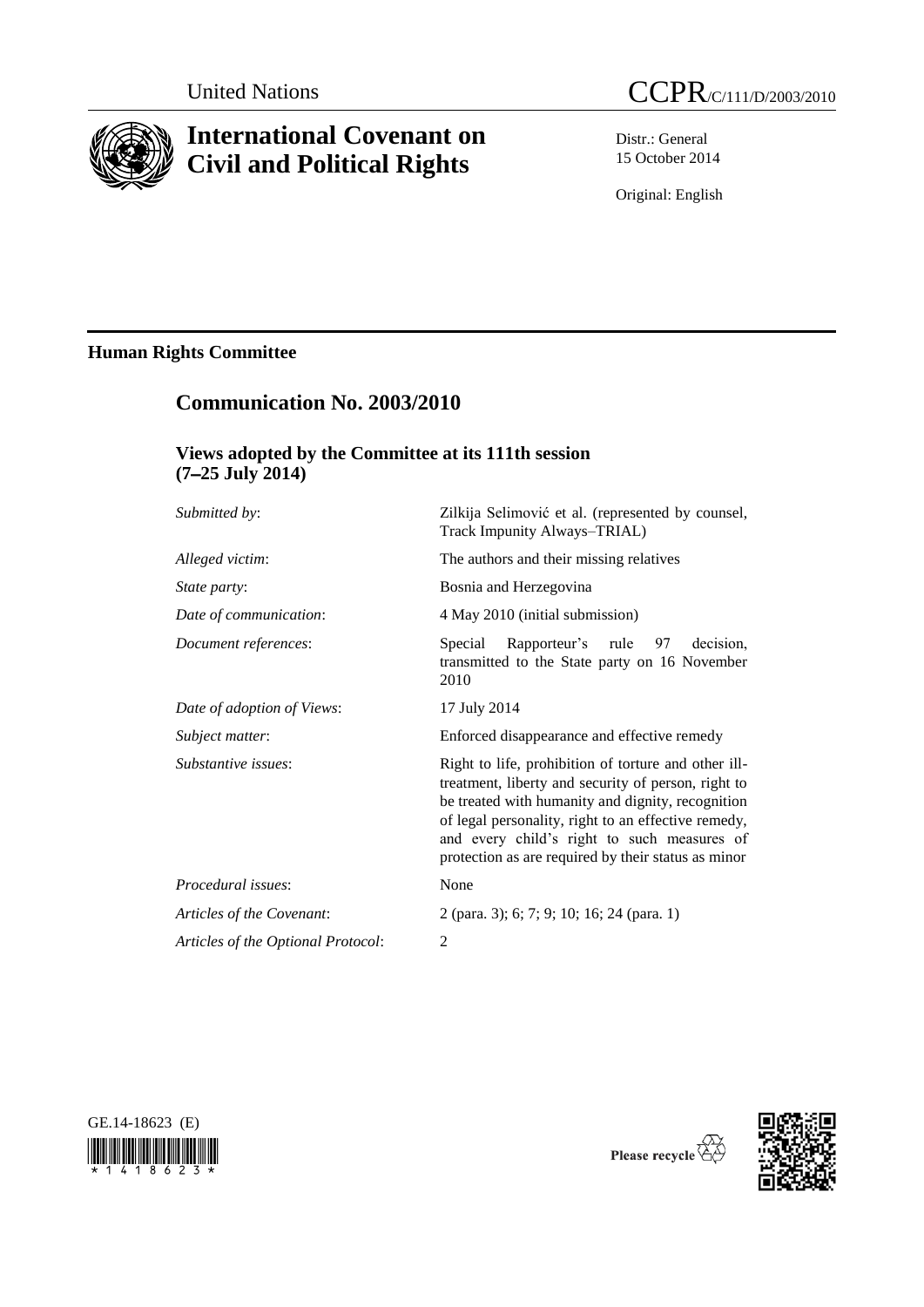United Nations

# CCPR/C/111/D/2003/2010

# International Covenant on Civil and Political Rights

Distr.: General
15 October 2014

Original: English

## Human Rights Committee

## Communication No. 2003/2010

### Views adopted by the Committee at its 111th session (7–25 July 2014)

| | |
|---|---|
| *Submitted by*: | Zilkija Selimović et al. (represented by counsel, Track Impunity Always–TRIAL) |
| *Alleged victim*: | The authors and their missing relatives |
| *State party*: | Bosnia and Herzegovina |
| *Date of communication*: | 4 May 2010 (initial submission) |
| *Document references*: | Special Rapporteur's rule 97 decision, transmitted to the State party on 16 November 2010 |
| *Date of adoption of Views*: | 17 July 2014 |
| *Subject matter*: | Enforced disappearance and effective remedy |
| *Substantive issues*: | Right to life, prohibition of torture and other ill-treatment, liberty and security of person, right to be treated with humanity and dignity, recognition of legal personality, right to an effective remedy, and every child's right to such measures of protection as are required by their status as minor |
| *Procedural issues*: | None |
| *Articles of the Covenant*: | 2 (para. 3); 6; 7; 9; 10; 16; 24 (para. 1) |
| *Articles of the Optional Protocol*: | 2 |

GE.14-18623 (E)

Please recycle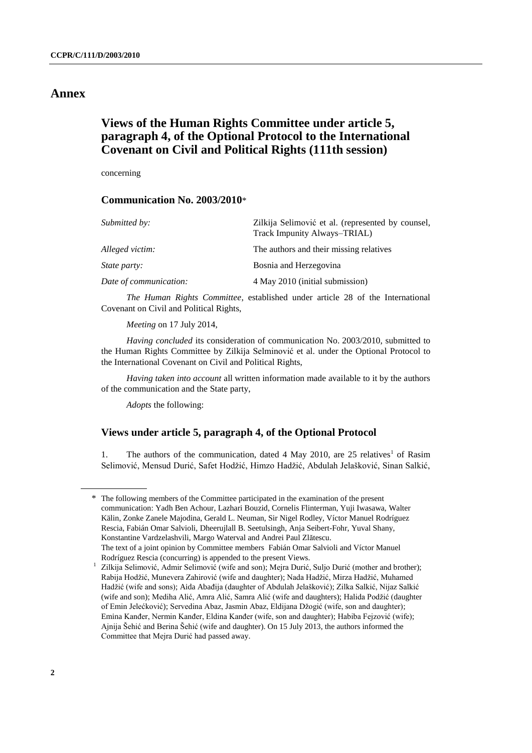# Annex

## Views of the Human Rights Committee under article 5, paragraph 4, of the Optional Protocol to the International Covenant on Civil and Political Rights (111th session)

concerning

### Communication No. 2003/2010*

| | |
|---|---|
| *Submitted by:* | Zilkija Selimović et al. (represented by counsel, Track Impunity Always–TRIAL) |
| *Alleged victim:* | The authors and their missing relatives |
| *State party:* | Bosnia and Herzegovina |
| *Date of communication:* | 4 May 2010 (initial submission) |

*The Human Rights Committee*, established under article 28 of the International Covenant on Civil and Political Rights,

*Meeting* on 17 July 2014,

*Having concluded* its consideration of communication No. 2003/2010, submitted to the Human Rights Committee by Zilkija Selminović et al. under the Optional Protocol to the International Covenant on Civil and Political Rights,

*Having taken into account* all written information made available to it by the authors of the communication and the State party,

*Adopts* the following:

### Views under article 5, paragraph 4, of the Optional Protocol

1. The authors of the communication, dated 4 May 2010, are 25 relatives[1] of Rasim Selimović, Mensud Durić, Safet Hodžić, Himzo Hadžić, Abdulah Jelašković, Sinan Salkić,

---

\* The following members of the Committee participated in the examination of the present communication: Yadh Ben Achour, Lazhari Bouzid, Cornelis Flinterman, Yuji Iwasawa, Walter Kälin, Zonke Zanele Majodina, Gerald L. Neuman, Sir Nigel Rodley, Víctor Manuel Rodríguez Rescia, Fabián Omar Salvioli, Dheerujlall B. Seetulsingh, Anja Seibert-Fohr, Yuval Shany, Konstantine Vardzelashvili, Margo Waterval and Andrei Paul Zlătescu.
The text of a joint opinion by Committee members Fabián Omar Salvioli and Víctor Manuel Rodríguez Rescia (concurring) is appended to the present Views.

[1] Zilkija Selimović, Admir Selimović (wife and son); Mejra Durić, Suljo Durić (mother and brother); Rabija Hodžić, Munevera Zahirović (wife and daughter); Nada Hadžić, Mirza Hadžić, Muhamed Hadžić (wife and sons); Aida Abađija (daughter of Abdulah Jelašković); Zilka Salkić, Nijaz Salkić (wife and son); Mediha Alić, Amra Alić, Samra Alić (wife and daughters); Halida Podžić (daughter of Emin Jelećković); Servedina Abaz, Jasmin Abaz, Eldijana Džogić (wife, son and daughter); Emina Kanđer, Nermin Kanđer, Eldina Kanđer (wife, son and daughter); Habiba Fejzović (wife); Ajnija Šehić and Berina Šehić (wife and daughter). On 15 July 2013, the authors informed the Committee that Mejra Durić had passed away.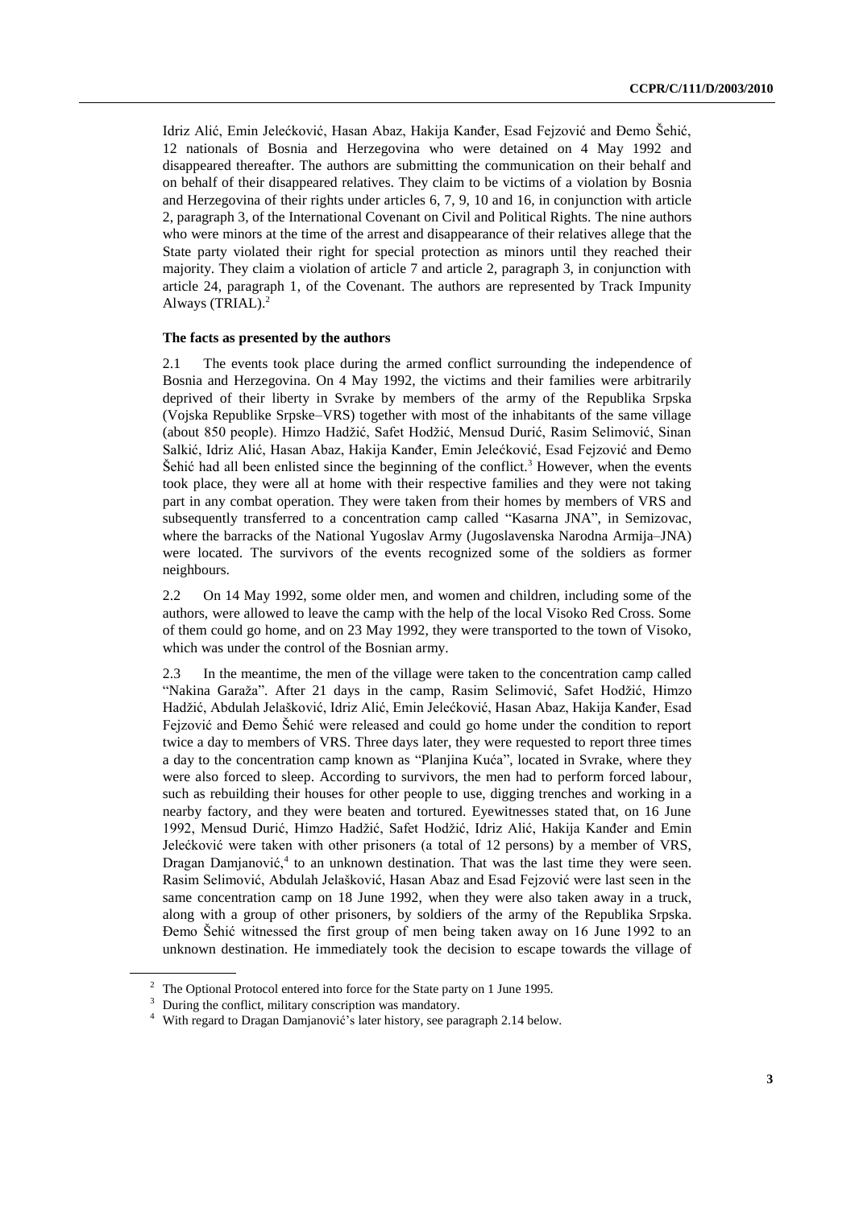Idriz Alić, Emin Jelećković, Hasan Abaz, Hakija Kanđer, Esad Fejzović and Đemo Šehić, 12 nationals of Bosnia and Herzegovina who were detained on 4 May 1992 and disappeared thereafter. The authors are submitting the communication on their behalf and on behalf of their disappeared relatives. They claim to be victims of a violation by Bosnia and Herzegovina of their rights under articles 6, 7, 9, 10 and 16, in conjunction with article 2, paragraph 3, of the International Covenant on Civil and Political Rights. The nine authors who were minors at the time of the arrest and disappearance of their relatives allege that the State party violated their right for special protection as minors until they reached their majority. They claim a violation of article 7 and article 2, paragraph 3, in conjunction with article 24, paragraph 1, of the Covenant. The authors are represented by Track Impunity Always (TRIAL).[2]

#### The facts as presented by the authors

2.1 The events took place during the armed conflict surrounding the independence of Bosnia and Herzegovina. On 4 May 1992, the victims and their families were arbitrarily deprived of their liberty in Svrake by members of the army of the Republika Srpska (Vojska Republike Srpske–VRS) together with most of the inhabitants of the same village (about 850 people). Himzo Hadžić, Safet Hodžić, Mensud Durić, Rasim Selimović, Sinan Salkić, Idriz Alić, Hasan Abaz, Hakija Kanđer, Emin Jelećković, Esad Fejzović and Đemo Šehić had all been enlisted since the beginning of the conflict.[3] However, when the events took place, they were all at home with their respective families and they were not taking part in any combat operation. They were taken from their homes by members of VRS and subsequently transferred to a concentration camp called "Kasarna JNA", in Semizovac, where the barracks of the National Yugoslav Army (Jugoslavenska Narodna Armija–JNA) were located. The survivors of the events recognized some of the soldiers as former neighbours.

2.2 On 14 May 1992, some older men, and women and children, including some of the authors, were allowed to leave the camp with the help of the local Visoko Red Cross. Some of them could go home, and on 23 May 1992, they were transported to the town of Visoko, which was under the control of the Bosnian army.

2.3 In the meantime, the men of the village were taken to the concentration camp called "Nakina Garaža". After 21 days in the camp, Rasim Selimović, Safet Hodžić, Himzo Hadžić, Abdulah Jelašković, Idriz Alić, Emin Jelećković, Hasan Abaz, Hakija Kanđer, Esad Fejzović and Đemo Šehić were released and could go home under the condition to report twice a day to members of VRS. Three days later, they were requested to report three times a day to the concentration camp known as "Planjina Kuća", located in Svrake, where they were also forced to sleep. According to survivors, the men had to perform forced labour, such as rebuilding their houses for other people to use, digging trenches and working in a nearby factory, and they were beaten and tortured. Eyewitnesses stated that, on 16 June 1992, Mensud Durić, Himzo Hadžić, Safet Hodžić, Idriz Alić, Hakija Kanđer and Emin Jelećković were taken with other prisoners (a total of 12 persons) by a member of VRS, Dragan Damjanović,[4] to an unknown destination. That was the last time they were seen. Rasim Selimović, Abdulah Jelašković, Hasan Abaz and Esad Fejzović were last seen in the same concentration camp on 18 June 1992, when they were also taken away in a truck, along with a group of other prisoners, by soldiers of the army of the Republika Srpska. Đemo Šehić witnessed the first group of men being taken away on 16 June 1992 to an unknown destination. He immediately took the decision to escape towards the village of

---

[2] The Optional Protocol entered into force for the State party on 1 June 1995.

[3] During the conflict, military conscription was mandatory.

[4] With regard to Dragan Damjanović's later history, see paragraph 2.14 below.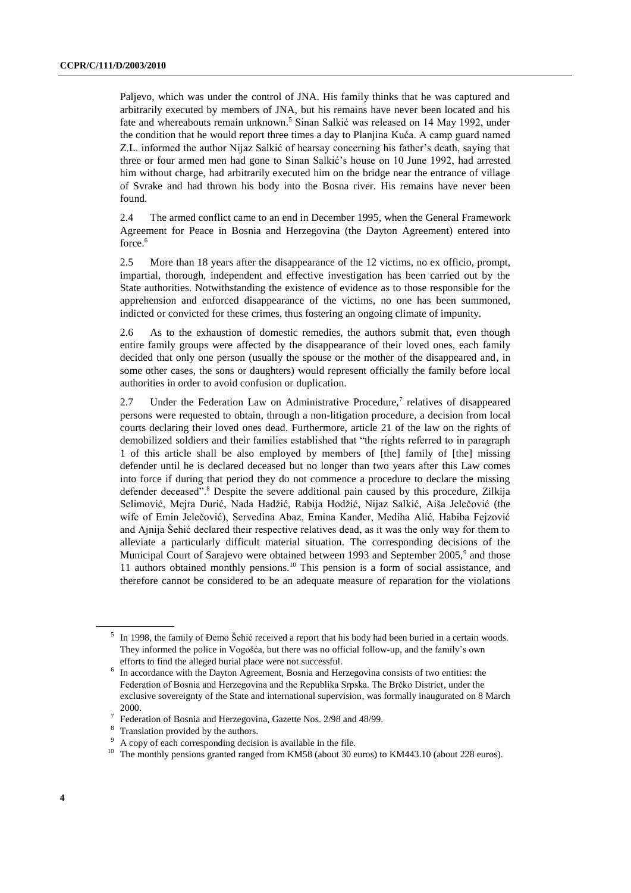Paljevo, which was under the control of JNA. His family thinks that he was captured and arbitrarily executed by members of JNA, but his remains have never been located and his fate and whereabouts remain unknown.[5] Sinan Salkić was released on 14 May 1992, under the condition that he would report three times a day to Planjina Kuća. A camp guard named Z.L. informed the author Nijaz Salkić of hearsay concerning his father's death, saying that three or four armed men had gone to Sinan Salkić's house on 10 June 1992, had arrested him without charge, had arbitrarily executed him on the bridge near the entrance of village of Svrake and had thrown his body into the Bosna river. His remains have never been found.

2.4 The armed conflict came to an end in December 1995, when the General Framework Agreement for Peace in Bosnia and Herzegovina (the Dayton Agreement) entered into force.[6]

2.5 More than 18 years after the disappearance of the 12 victims, no ex officio, prompt, impartial, thorough, independent and effective investigation has been carried out by the State authorities. Notwithstanding the existence of evidence as to those responsible for the apprehension and enforced disappearance of the victims, no one has been summoned, indicted or convicted for these crimes, thus fostering an ongoing climate of impunity.

2.6 As to the exhaustion of domestic remedies, the authors submit that, even though entire family groups were affected by the disappearance of their loved ones, each family decided that only one person (usually the spouse or the mother of the disappeared and, in some other cases, the sons or daughters) would represent officially the family before local authorities in order to avoid confusion or duplication.

2.7 Under the Federation Law on Administrative Procedure,[7] relatives of disappeared persons were requested to obtain, through a non-litigation procedure, a decision from local courts declaring their loved ones dead. Furthermore, article 21 of the law on the rights of demobilized soldiers and their families established that "the rights referred to in paragraph 1 of this article shall be also employed by members of [the] family of [the] missing defender until he is declared deceased but no longer than two years after this Law comes into force if during that period they do not commence a procedure to declare the missing defender deceased".[8] Despite the severe additional pain caused by this procedure, Zilkija Selimović, Mejra Durić, Nada Hadžić, Rabija Hodžić, Nijaz Salkić, Aiša Jelečović (the wife of Emin Jelečović), Servedina Abaz, Emina Kanđer, Mediha Alić, Habiba Fejzović and Ajnija Šehić declared their respective relatives dead, as it was the only way for them to alleviate a particularly difficult material situation. The corresponding decisions of the Municipal Court of Sarajevo were obtained between 1993 and September 2005,[9] and those 11 authors obtained monthly pensions.[10] This pension is a form of social assistance, and therefore cannot be considered to be an adequate measure of reparation for the violations

---

[5] In 1998, the family of Đemo Šehić received a report that his body had been buried in a certain woods. They informed the police in Vogošća, but there was no official follow-up, and the family's own efforts to find the alleged burial place were not successful.

[6] In accordance with the Dayton Agreement, Bosnia and Herzegovina consists of two entities: the Federation of Bosnia and Herzegovina and the Republika Srpska. The Brčko District, under the exclusive sovereignty of the State and international supervision, was formally inaugurated on 8 March 2000.

[7] Federation of Bosnia and Herzegovina, Gazette Nos. 2/98 and 48/99.

[8] Translation provided by the authors.

[9] A copy of each corresponding decision is available in the file.

[10] The monthly pensions granted ranged from KM58 (about 30 euros) to KM443.10 (about 228 euros).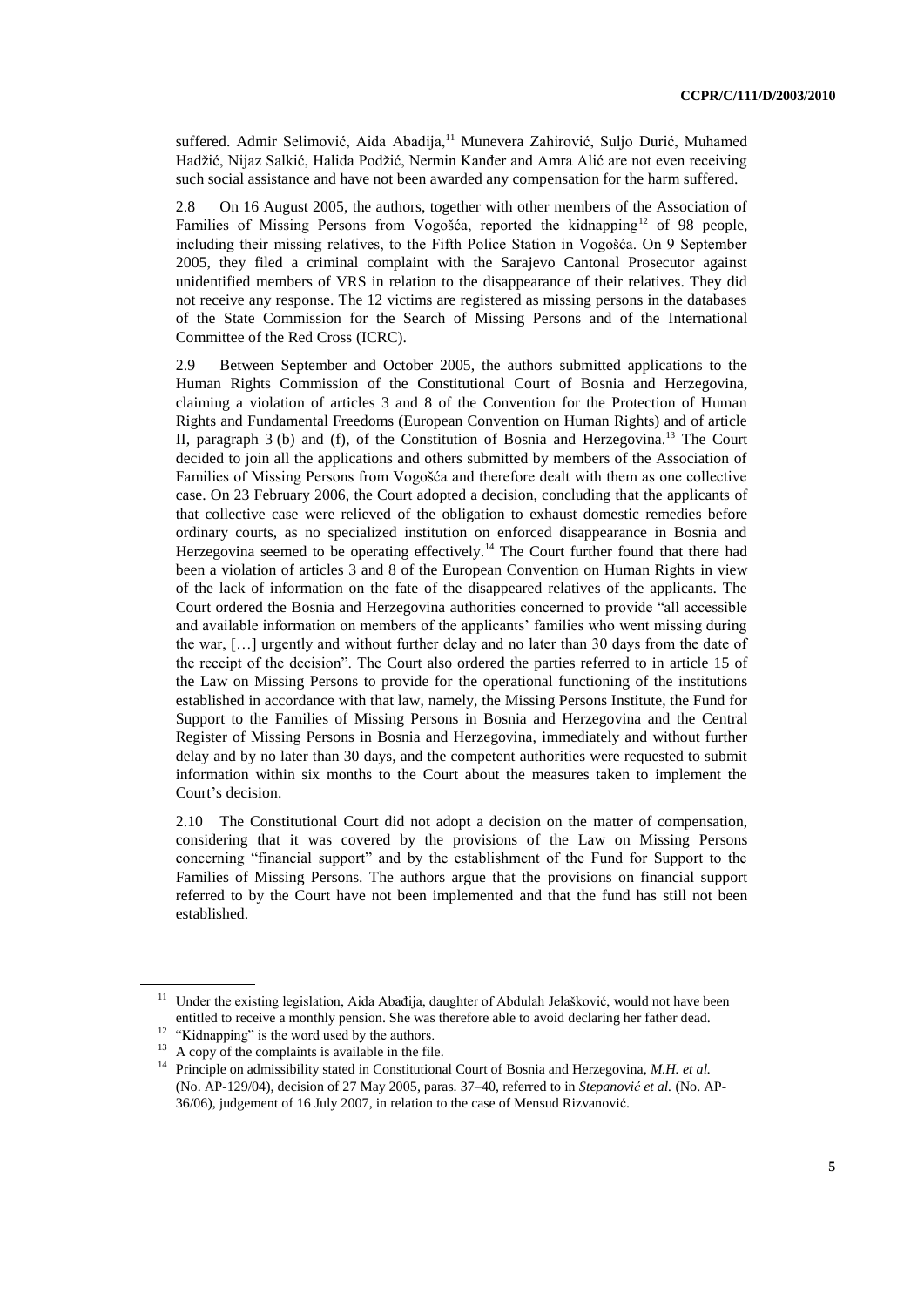suffered. Admir Selimović, Aida Abađija,[11] Munevera Zahirović, Suljo Durić, Muhamed Hadžić, Nijaz Salkić, Halida Podžić, Nermin Kanđer and Amra Alić are not even receiving such social assistance and have not been awarded any compensation for the harm suffered.

2.8 On 16 August 2005, the authors, together with other members of the Association of Families of Missing Persons from Vogošća, reported the kidnapping[12] of 98 people, including their missing relatives, to the Fifth Police Station in Vogošća. On 9 September 2005, they filed a criminal complaint with the Sarajevo Cantonal Prosecutor against unidentified members of VRS in relation to the disappearance of their relatives. They did not receive any response. The 12 victims are registered as missing persons in the databases of the State Commission for the Search of Missing Persons and of the International Committee of the Red Cross (ICRC).

2.9 Between September and October 2005, the authors submitted applications to the Human Rights Commission of the Constitutional Court of Bosnia and Herzegovina, claiming a violation of articles 3 and 8 of the Convention for the Protection of Human Rights and Fundamental Freedoms (European Convention on Human Rights) and of article II, paragraph 3 (b) and (f), of the Constitution of Bosnia and Herzegovina.[13] The Court decided to join all the applications and others submitted by members of the Association of Families of Missing Persons from Vogošća and therefore dealt with them as one collective case. On 23 February 2006, the Court adopted a decision, concluding that the applicants of that collective case were relieved of the obligation to exhaust domestic remedies before ordinary courts, as no specialized institution on enforced disappearance in Bosnia and Herzegovina seemed to be operating effectively.[14] The Court further found that there had been a violation of articles 3 and 8 of the European Convention on Human Rights in view of the lack of information on the fate of the disappeared relatives of the applicants. The Court ordered the Bosnia and Herzegovina authorities concerned to provide "all accessible and available information on members of the applicants' families who went missing during the war, […] urgently and without further delay and no later than 30 days from the date of the receipt of the decision". The Court also ordered the parties referred to in article 15 of the Law on Missing Persons to provide for the operational functioning of the institutions established in accordance with that law, namely, the Missing Persons Institute, the Fund for Support to the Families of Missing Persons in Bosnia and Herzegovina and the Central Register of Missing Persons in Bosnia and Herzegovina, immediately and without further delay and by no later than 30 days, and the competent authorities were requested to submit information within six months to the Court about the measures taken to implement the Court's decision.

2.10 The Constitutional Court did not adopt a decision on the matter of compensation, considering that it was covered by the provisions of the Law on Missing Persons concerning "financial support" and by the establishment of the Fund for Support to the Families of Missing Persons. The authors argue that the provisions on financial support referred to by the Court have not been implemented and that the fund has still not been established.

[11] Under the existing legislation, Aida Abađija, daughter of Abdulah Jelašković, would not have been entitled to receive a monthly pension. She was therefore able to avoid declaring her father dead.

[12] "Kidnapping" is the word used by the authors.

[13] A copy of the complaints is available in the file.

[14] Principle on admissibility stated in Constitutional Court of Bosnia and Herzegovina, *M.H. et al.* (No. AP-129/04), decision of 27 May 2005, paras. 37–40, referred to in *Stepanović et al.* (No. AP-36/06), judgement of 16 July 2007, in relation to the case of Mensud Rizvanović.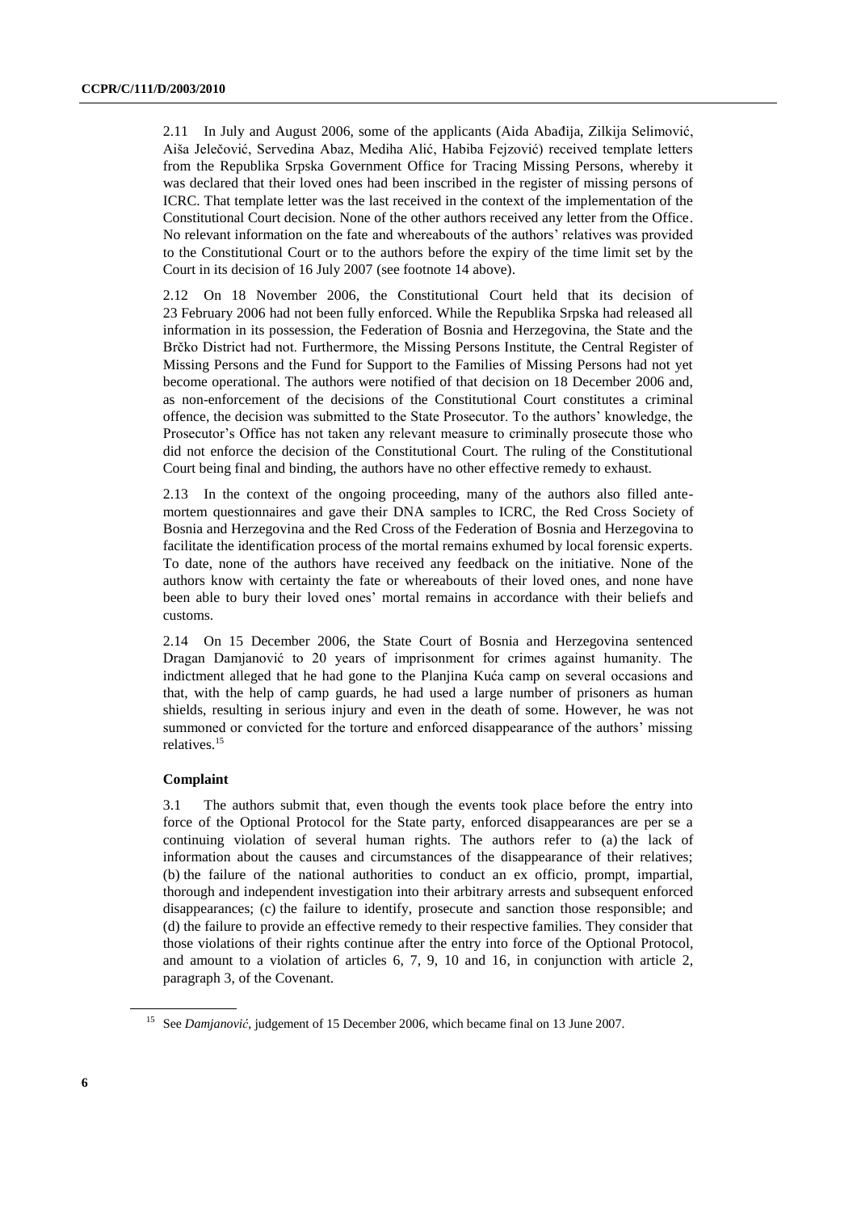2.11 In July and August 2006, some of the applicants (Aida Abađija, Zilkija Selimović, Aiša Jelečović, Servedina Abaz, Mediha Alić, Habiba Fejzović) received template letters from the Republika Srpska Government Office for Tracing Missing Persons, whereby it was declared that their loved ones had been inscribed in the register of missing persons of ICRC. That template letter was the last received in the context of the implementation of the Constitutional Court decision. None of the other authors received any letter from the Office. No relevant information on the fate and whereabouts of the authors' relatives was provided to the Constitutional Court or to the authors before the expiry of the time limit set by the Court in its decision of 16 July 2007 (see footnote 14 above).

2.12 On 18 November 2006, the Constitutional Court held that its decision of 23 February 2006 had not been fully enforced. While the Republika Srpska had released all information in its possession, the Federation of Bosnia and Herzegovina, the State and the Brčko District had not. Furthermore, the Missing Persons Institute, the Central Register of Missing Persons and the Fund for Support to the Families of Missing Persons had not yet become operational. The authors were notified of that decision on 18 December 2006 and, as non-enforcement of the decisions of the Constitutional Court constitutes a criminal offence, the decision was submitted to the State Prosecutor. To the authors' knowledge, the Prosecutor's Office has not taken any relevant measure to criminally prosecute those who did not enforce the decision of the Constitutional Court. The ruling of the Constitutional Court being final and binding, the authors have no other effective remedy to exhaust.

2.13 In the context of the ongoing proceeding, many of the authors also filled ante-mortem questionnaires and gave their DNA samples to ICRC, the Red Cross Society of Bosnia and Herzegovina and the Red Cross of the Federation of Bosnia and Herzegovina to facilitate the identification process of the mortal remains exhumed by local forensic experts. To date, none of the authors have received any feedback on the initiative. None of the authors know with certainty the fate or whereabouts of their loved ones, and none have been able to bury their loved ones' mortal remains in accordance with their beliefs and customs.

2.14 On 15 December 2006, the State Court of Bosnia and Herzegovina sentenced Dragan Damjanović to 20 years of imprisonment for crimes against humanity. The indictment alleged that he had gone to the Planjina Kuća camp on several occasions and that, with the help of camp guards, he had used a large number of prisoners as human shields, resulting in serious injury and even in the death of some. However, he was not summoned or convicted for the torture and enforced disappearance of the authors' missing relatives.[15]

**Complaint**

3.1 The authors submit that, even though the events took place before the entry into force of the Optional Protocol for the State party, enforced disappearances are per se a continuing violation of several human rights. The authors refer to (a) the lack of information about the causes and circumstances of the disappearance of their relatives; (b) the failure of the national authorities to conduct an ex officio, prompt, impartial, thorough and independent investigation into their arbitrary arrests and subsequent enforced disappearances; (c) the failure to identify, prosecute and sanction those responsible; and (d) the failure to provide an effective remedy to their respective families. They consider that those violations of their rights continue after the entry into force of the Optional Protocol, and amount to a violation of articles 6, 7, 9, 10 and 16, in conjunction with article 2, paragraph 3, of the Covenant.

---

[15] See *Damjanović*, judgement of 15 December 2006, which became final on 13 June 2007.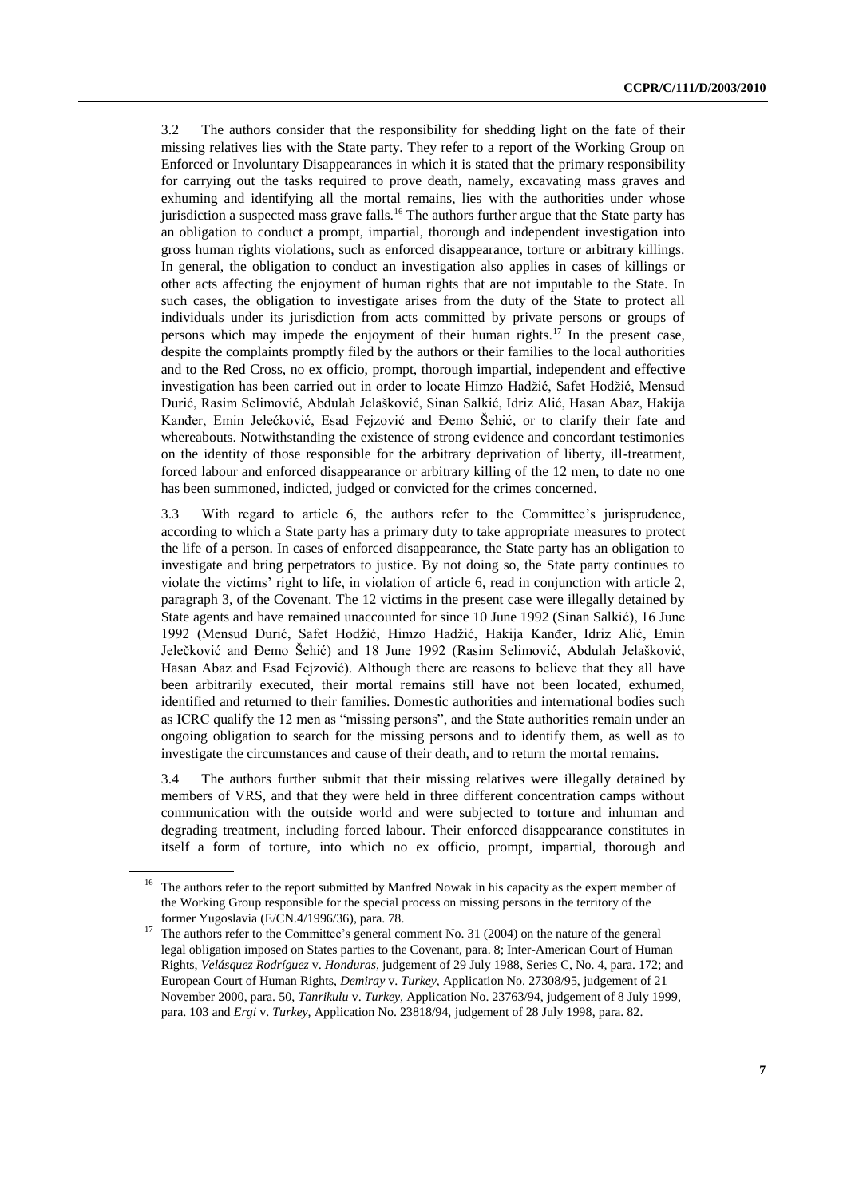3.2 The authors consider that the responsibility for shedding light on the fate of their missing relatives lies with the State party. They refer to a report of the Working Group on Enforced or Involuntary Disappearances in which it is stated that the primary responsibility for carrying out the tasks required to prove death, namely, excavating mass graves and exhuming and identifying all the mortal remains, lies with the authorities under whose jurisdiction a suspected mass grave falls.[16] The authors further argue that the State party has an obligation to conduct a prompt, impartial, thorough and independent investigation into gross human rights violations, such as enforced disappearance, torture or arbitrary killings. In general, the obligation to conduct an investigation also applies in cases of killings or other acts affecting the enjoyment of human rights that are not imputable to the State. In such cases, the obligation to investigate arises from the duty of the State to protect all individuals under its jurisdiction from acts committed by private persons or groups of persons which may impede the enjoyment of their human rights.[17] In the present case, despite the complaints promptly filed by the authors or their families to the local authorities and to the Red Cross, no ex officio, prompt, thorough impartial, independent and effective investigation has been carried out in order to locate Himzo Hadžić, Safet Hodžić, Mensud Durić, Rasim Selimović, Abdulah Jelašković, Sinan Salkić, Idriz Alić, Hasan Abaz, Hakija Kanđer, Emin Jelećković, Esad Fejzović and Đemo Šehić, or to clarify their fate and whereabouts. Notwithstanding the existence of strong evidence and concordant testimonies on the identity of those responsible for the arbitrary deprivation of liberty, ill-treatment, forced labour and enforced disappearance or arbitrary killing of the 12 men, to date no one has been summoned, indicted, judged or convicted for the crimes concerned.

3.3 With regard to article 6, the authors refer to the Committee's jurisprudence, according to which a State party has a primary duty to take appropriate measures to protect the life of a person. In cases of enforced disappearance, the State party has an obligation to investigate and bring perpetrators to justice. By not doing so, the State party continues to violate the victims' right to life, in violation of article 6, read in conjunction with article 2, paragraph 3, of the Covenant. The 12 victims in the present case were illegally detained by State agents and have remained unaccounted for since 10 June 1992 (Sinan Salkić), 16 June 1992 (Mensud Durić, Safet Hodžić, Himzo Hadžić, Hakija Kanđer, Idriz Alić, Emin Jelečković and Đemo Šehić) and 18 June 1992 (Rasim Selimović, Abdulah Jelašković, Hasan Abaz and Esad Fejzović). Although there are reasons to believe that they all have been arbitrarily executed, their mortal remains still have not been located, exhumed, identified and returned to their families. Domestic authorities and international bodies such as ICRC qualify the 12 men as "missing persons", and the State authorities remain under an ongoing obligation to search for the missing persons and to identify them, as well as to investigate the circumstances and cause of their death, and to return the mortal remains.

3.4 The authors further submit that their missing relatives were illegally detained by members of VRS, and that they were held in three different concentration camps without communication with the outside world and were subjected to torture and inhuman and degrading treatment, including forced labour. Their enforced disappearance constitutes in itself a form of torture, into which no ex officio, prompt, impartial, thorough and

---

[16] The authors refer to the report submitted by Manfred Nowak in his capacity as the expert member of the Working Group responsible for the special process on missing persons in the territory of the former Yugoslavia (E/CN.4/1996/36), para. 78.

[17] The authors refer to the Committee's general comment No. 31 (2004) on the nature of the general legal obligation imposed on States parties to the Covenant, para. 8; Inter-American Court of Human Rights, *Velásquez Rodríguez* v. *Honduras*, judgement of 29 July 1988, Series C, No. 4, para. 172; and European Court of Human Rights, *Demiray* v. *Turkey*, Application No. 27308/95, judgement of 21 November 2000, para. 50, *Tanrikulu* v. *Turkey*, Application No. 23763/94, judgement of 8 July 1999, para. 103 and *Ergi* v. *Turkey*, Application No. 23818/94, judgement of 28 July 1998, para. 82.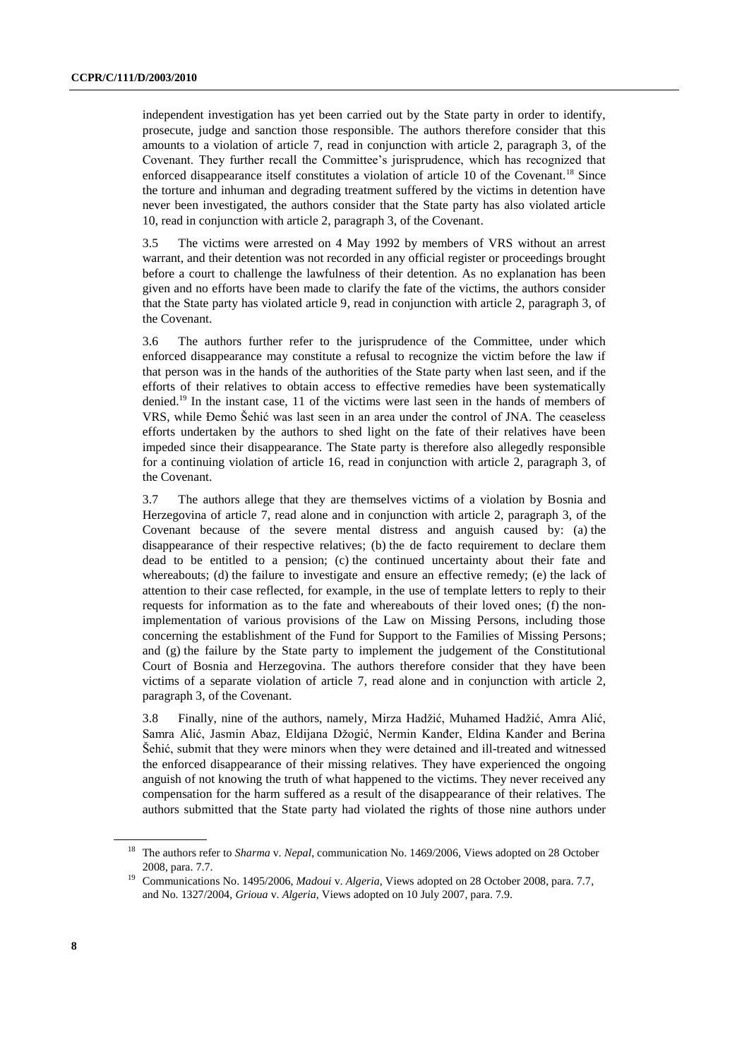independent investigation has yet been carried out by the State party in order to identify, prosecute, judge and sanction those responsible. The authors therefore consider that this amounts to a violation of article 7, read in conjunction with article 2, paragraph 3, of the Covenant. They further recall the Committee's jurisprudence, which has recognized that enforced disappearance itself constitutes a violation of article 10 of the Covenant.[18] Since the torture and inhuman and degrading treatment suffered by the victims in detention have never been investigated, the authors consider that the State party has also violated article 10, read in conjunction with article 2, paragraph 3, of the Covenant.

3.5 The victims were arrested on 4 May 1992 by members of VRS without an arrest warrant, and their detention was not recorded in any official register or proceedings brought before a court to challenge the lawfulness of their detention. As no explanation has been given and no efforts have been made to clarify the fate of the victims, the authors consider that the State party has violated article 9, read in conjunction with article 2, paragraph 3, of the Covenant.

3.6 The authors further refer to the jurisprudence of the Committee, under which enforced disappearance may constitute a refusal to recognize the victim before the law if that person was in the hands of the authorities of the State party when last seen, and if the efforts of their relatives to obtain access to effective remedies have been systematically denied.[19] In the instant case, 11 of the victims were last seen in the hands of members of VRS, while Đemo Šehić was last seen in an area under the control of JNA. The ceaseless efforts undertaken by the authors to shed light on the fate of their relatives have been impeded since their disappearance. The State party is therefore also allegedly responsible for a continuing violation of article 16, read in conjunction with article 2, paragraph 3, of the Covenant.

3.7 The authors allege that they are themselves victims of a violation by Bosnia and Herzegovina of article 7, read alone and in conjunction with article 2, paragraph 3, of the Covenant because of the severe mental distress and anguish caused by: (a) the disappearance of their respective relatives; (b) the de facto requirement to declare them dead to be entitled to a pension; (c) the continued uncertainty about their fate and whereabouts; (d) the failure to investigate and ensure an effective remedy; (e) the lack of attention to their case reflected, for example, in the use of template letters to reply to their requests for information as to the fate and whereabouts of their loved ones; (f) the non-implementation of various provisions of the Law on Missing Persons, including those concerning the establishment of the Fund for Support to the Families of Missing Persons; and (g) the failure by the State party to implement the judgement of the Constitutional Court of Bosnia and Herzegovina. The authors therefore consider that they have been victims of a separate violation of article 7, read alone and in conjunction with article 2, paragraph 3, of the Covenant.

3.8 Finally, nine of the authors, namely, Mirza Hadžić, Muhamed Hadžić, Amra Alić, Samra Alić, Jasmin Abaz, Eldijana Džogić, Nermin Kanđer, Eldina Kanđer and Berina Šehić, submit that they were minors when they were detained and ill-treated and witnessed the enforced disappearance of their missing relatives. They have experienced the ongoing anguish of not knowing the truth of what happened to the victims. They never received any compensation for the harm suffered as a result of the disappearance of their relatives. The authors submitted that the State party had violated the rights of those nine authors under

[18] The authors refer to *Sharma* v. *Nepal*, communication No. 1469/2006, Views adopted on 28 October 2008, para. 7.7.

[19] Communications No. 1495/2006, *Madoui* v. *Algeria*, Views adopted on 28 October 2008, para. 7.7, and No. 1327/2004, *Grioua* v. *Algeria*, Views adopted on 10 July 2007, para. 7.9.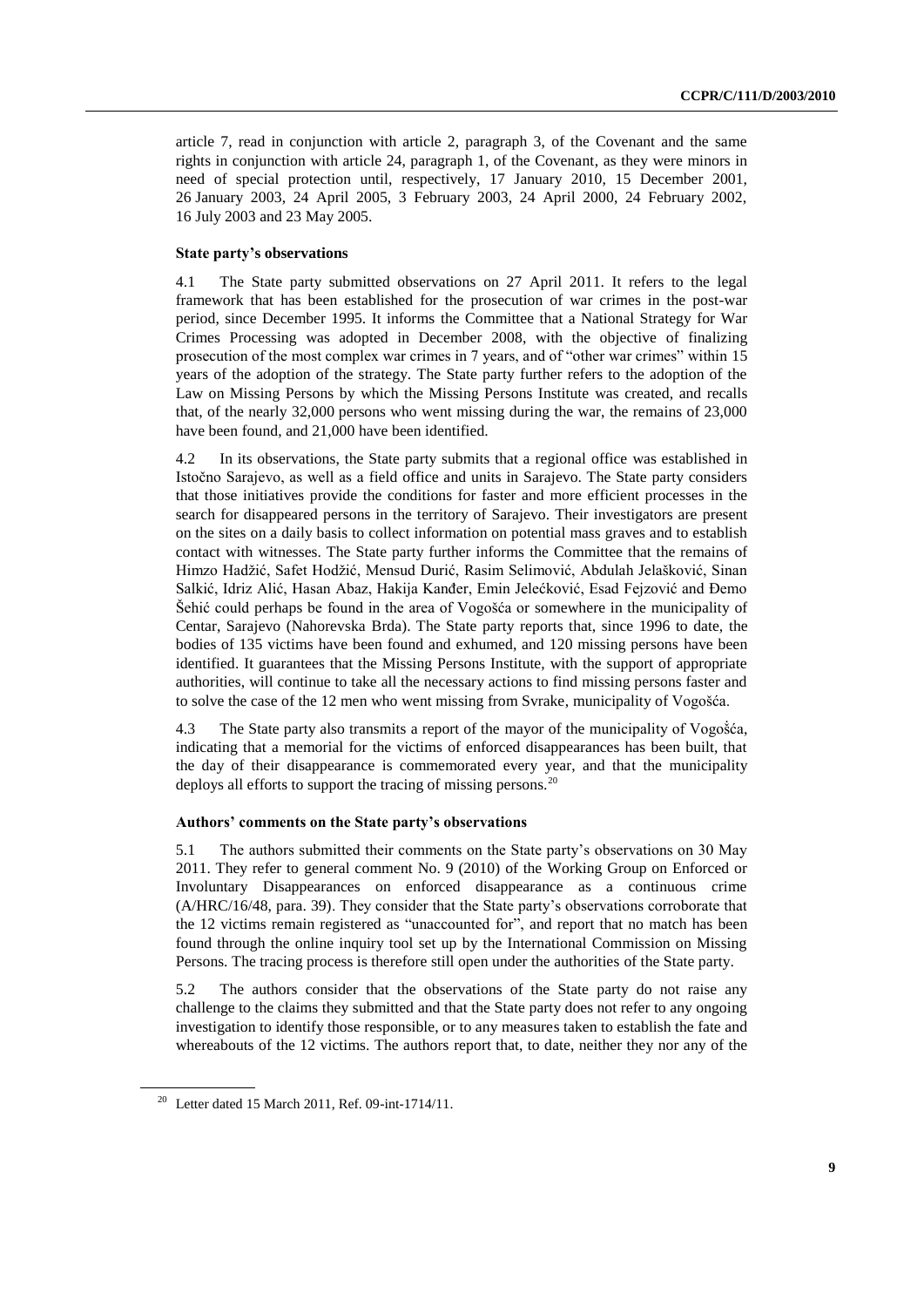article 7, read in conjunction with article 2, paragraph 3, of the Covenant and the same rights in conjunction with article 24, paragraph 1, of the Covenant, as they were minors in need of special protection until, respectively, 17 January 2010, 15 December 2001, 26 January 2003, 24 April 2005, 3 February 2003, 24 April 2000, 24 February 2002, 16 July 2003 and 23 May 2005.

### State party's observations

4.1 The State party submitted observations on 27 April 2011. It refers to the legal framework that has been established for the prosecution of war crimes in the post-war period, since December 1995. It informs the Committee that a National Strategy for War Crimes Processing was adopted in December 2008, with the objective of finalizing prosecution of the most complex war crimes in 7 years, and of "other war crimes" within 15 years of the adoption of the strategy. The State party further refers to the adoption of the Law on Missing Persons by which the Missing Persons Institute was created, and recalls that, of the nearly 32,000 persons who went missing during the war, the remains of 23,000 have been found, and 21,000 have been identified.

4.2 In its observations, the State party submits that a regional office was established in Istočno Sarajevo, as well as a field office and units in Sarajevo. The State party considers that those initiatives provide the conditions for faster and more efficient processes in the search for disappeared persons in the territory of Sarajevo. Their investigators are present on the sites on a daily basis to collect information on potential mass graves and to establish contact with witnesses. The State party further informs the Committee that the remains of Himzo Hadžić, Safet Hodžić, Mensud Durić, Rasim Selimović, Abdulah Jelašković, Sinan Salkić, Idriz Alić, Hasan Abaz, Hakija Kanđer, Emin Jelećković, Esad Fejzović and Đemo Šehić could perhaps be found in the area of Vogošća or somewhere in the municipality of Centar, Sarajevo (Nahorevska Brda). The State party reports that, since 1996 to date, the bodies of 135 victims have been found and exhumed, and 120 missing persons have been identified. It guarantees that the Missing Persons Institute, with the support of appropriate authorities, will continue to take all the necessary actions to find missing persons faster and to solve the case of the 12 men who went missing from Svrake, municipality of Vogošća.

4.3 The State party also transmits a report of the mayor of the municipality of Vogošća, indicating that a memorial for the victims of enforced disappearances has been built, that the day of their disappearance is commemorated every year, and that the municipality deploys all efforts to support the tracing of missing persons.[20]

### Authors' comments on the State party's observations

5.1 The authors submitted their comments on the State party's observations on 30 May 2011. They refer to general comment No. 9 (2010) of the Working Group on Enforced or Involuntary Disappearances on enforced disappearance as a continuous crime (A/HRC/16/48, para. 39). They consider that the State party's observations corroborate that the 12 victims remain registered as "unaccounted for", and report that no match has been found through the online inquiry tool set up by the International Commission on Missing Persons. The tracing process is therefore still open under the authorities of the State party.

5.2 The authors consider that the observations of the State party do not raise any challenge to the claims they submitted and that the State party does not refer to any ongoing investigation to identify those responsible, or to any measures taken to establish the fate and whereabouts of the 12 victims. The authors report that, to date, neither they nor any of the

[20] Letter dated 15 March 2011, Ref. 09-int-1714/11.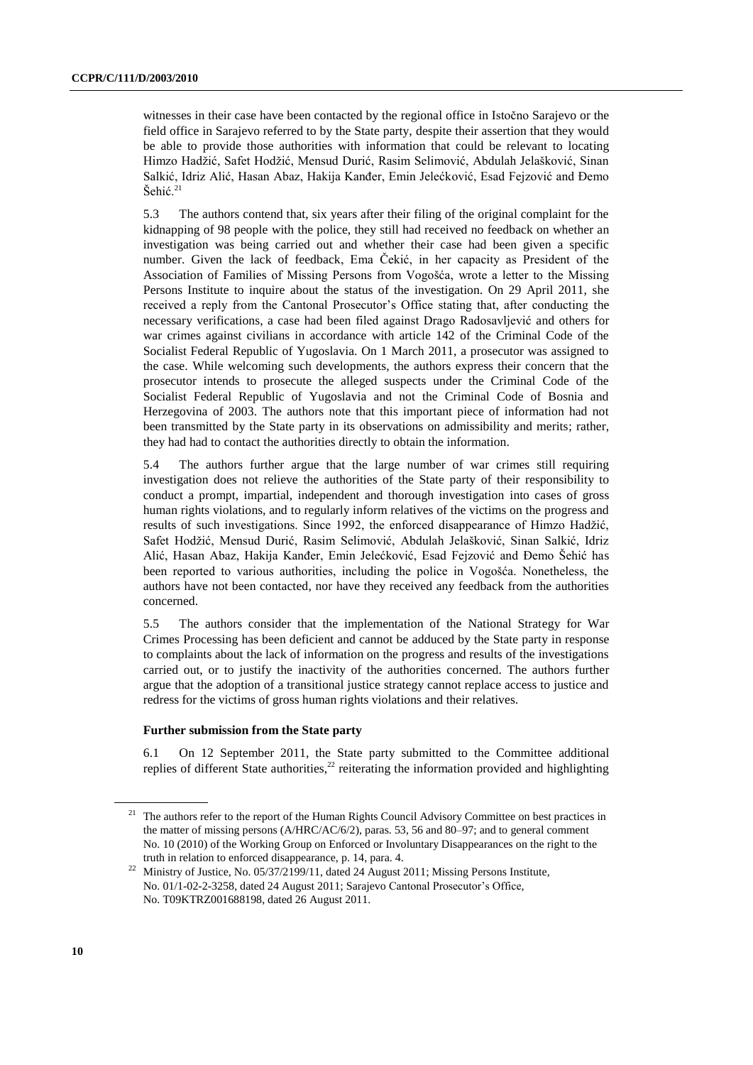witnesses in their case have been contacted by the regional office in Istočno Sarajevo or the field office in Sarajevo referred to by the State party, despite their assertion that they would be able to provide those authorities with information that could be relevant to locating Himzo Hadžić, Safet Hodžić, Mensud Đurić, Rasim Selimović, Abdulah Jelašković, Sinan Salkić, Idriz Alić, Hasan Abaz, Hakija Kanđer, Emin Jelećković, Esad Fejzović and Đemo Šehić.[21]

5.3 The authors contend that, six years after their filing of the original complaint for the kidnapping of 98 people with the police, they still had received no feedback on whether an investigation was being carried out and whether their case had been given a specific number. Given the lack of feedback, Ema Čekić, in her capacity as President of the Association of Families of Missing Persons from Vogošća, wrote a letter to the Missing Persons Institute to inquire about the status of the investigation. On 29 April 2011, she received a reply from the Cantonal Prosecutor's Office stating that, after conducting the necessary verifications, a case had been filed against Drago Radosavljević and others for war crimes against civilians in accordance with article 142 of the Criminal Code of the Socialist Federal Republic of Yugoslavia. On 1 March 2011, a prosecutor was assigned to the case. While welcoming such developments, the authors express their concern that the prosecutor intends to prosecute the alleged suspects under the Criminal Code of the Socialist Federal Republic of Yugoslavia and not the Criminal Code of Bosnia and Herzegovina of 2003. The authors note that this important piece of information had not been transmitted by the State party in its observations on admissibility and merits; rather, they had had to contact the authorities directly to obtain the information.

5.4 The authors further argue that the large number of war crimes still requiring investigation does not relieve the authorities of the State party of their responsibility to conduct a prompt, impartial, independent and thorough investigation into cases of gross human rights violations, and to regularly inform relatives of the victims on the progress and results of such investigations. Since 1992, the enforced disappearance of Himzo Hadžić, Safet Hodžić, Mensud Đurić, Rasim Selimović, Abdulah Jelašković, Sinan Salkić, Idriz Alić, Hasan Abaz, Hakija Kanđer, Emin Jelećković, Esad Fejzović and Đemo Šehić has been reported to various authorities, including the police in Vogošća. Nonetheless, the authors have not been contacted, nor have they received any feedback from the authorities concerned.

5.5 The authors consider that the implementation of the National Strategy for War Crimes Processing has been deficient and cannot be adduced by the State party in response to complaints about the lack of information on the progress and results of the investigations carried out, or to justify the inactivity of the authorities concerned. The authors further argue that the adoption of a transitional justice strategy cannot replace access to justice and redress for the victims of gross human rights violations and their relatives.

### Further submission from the State party

6.1 On 12 September 2011, the State party submitted to the Committee additional replies of different State authorities,[22] reiterating the information provided and highlighting

---

[21] The authors refer to the report of the Human Rights Council Advisory Committee on best practices in the matter of missing persons (A/HRC/AC/6/2), paras. 53, 56 and 80–97; and to general comment No. 10 (2010) of the Working Group on Enforced or Involuntary Disappearances on the right to the truth in relation to enforced disappearance, p. 14, para. 4.

[22] Ministry of Justice, No. 05/37/2199/11, dated 24 August 2011; Missing Persons Institute, No. 01/1-02-2-3258, dated 24 August 2011; Sarajevo Cantonal Prosecutor's Office, No. T09KTRZ001688198, dated 26 August 2011.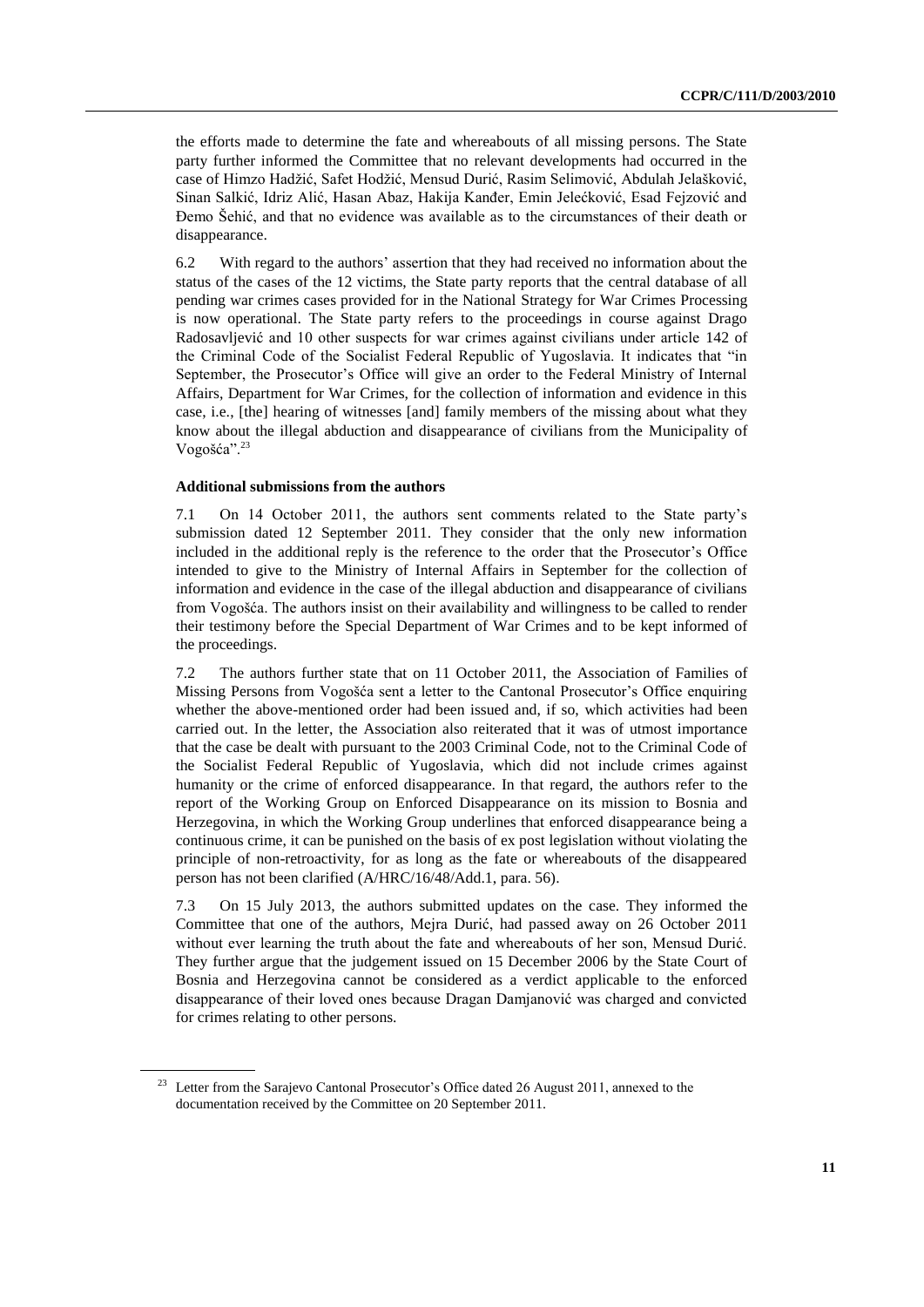the efforts made to determine the fate and whereabouts of all missing persons. The State party further informed the Committee that no relevant developments had occurred in the case of Himzo Hadžić, Safet Hodžić, Mensud Durić, Rasim Selimović, Abdulah Jelašković, Sinan Salkić, Idriz Alić, Hasan Abaz, Hakija Kanđer, Emin Jelećković, Esad Fejzović and Đemo Šehić, and that no evidence was available as to the circumstances of their death or disappearance.

6.2 With regard to the authors' assertion that they had received no information about the status of the cases of the 12 victims, the State party reports that the central database of all pending war crimes cases provided for in the National Strategy for War Crimes Processing is now operational. The State party refers to the proceedings in course against Drago Radosavljević and 10 other suspects for war crimes against civilians under article 142 of the Criminal Code of the Socialist Federal Republic of Yugoslavia. It indicates that "in September, the Prosecutor's Office will give an order to the Federal Ministry of Internal Affairs, Department for War Crimes, for the collection of information and evidence in this case, i.e., [the] hearing of witnesses [and] family members of the missing about what they know about the illegal abduction and disappearance of civilians from the Municipality of Vogošća".[23]

### Additional submissions from the authors

7.1 On 14 October 2011, the authors sent comments related to the State party's submission dated 12 September 2011. They consider that the only new information included in the additional reply is the reference to the order that the Prosecutor's Office intended to give to the Ministry of Internal Affairs in September for the collection of information and evidence in the case of the illegal abduction and disappearance of civilians from Vogošća. The authors insist on their availability and willingness to be called to render their testimony before the Special Department of War Crimes and to be kept informed of the proceedings.

7.2 The authors further state that on 11 October 2011, the Association of Families of Missing Persons from Vogošća sent a letter to the Cantonal Prosecutor's Office enquiring whether the above-mentioned order had been issued and, if so, which activities had been carried out. In the letter, the Association also reiterated that it was of utmost importance that the case be dealt with pursuant to the 2003 Criminal Code, not to the Criminal Code of the Socialist Federal Republic of Yugoslavia, which did not include crimes against humanity or the crime of enforced disappearance. In that regard, the authors refer to the report of the Working Group on Enforced Disappearance on its mission to Bosnia and Herzegovina, in which the Working Group underlines that enforced disappearance being a continuous crime, it can be punished on the basis of ex post legislation without violating the principle of non-retroactivity, for as long as the fate or whereabouts of the disappeared person has not been clarified (A/HRC/16/48/Add.1, para. 56).

7.3 On 15 July 2013, the authors submitted updates on the case. They informed the Committee that one of the authors, Mejra Durić, had passed away on 26 October 2011 without ever learning the truth about the fate and whereabouts of her son, Mensud Durić. They further argue that the judgement issued on 15 December 2006 by the State Court of Bosnia and Herzegovina cannot be considered as a verdict applicable to the enforced disappearance of their loved ones because Dragan Damjanović was charged and convicted for crimes relating to other persons.

[23] Letter from the Sarajevo Cantonal Prosecutor's Office dated 26 August 2011, annexed to the documentation received by the Committee on 20 September 2011.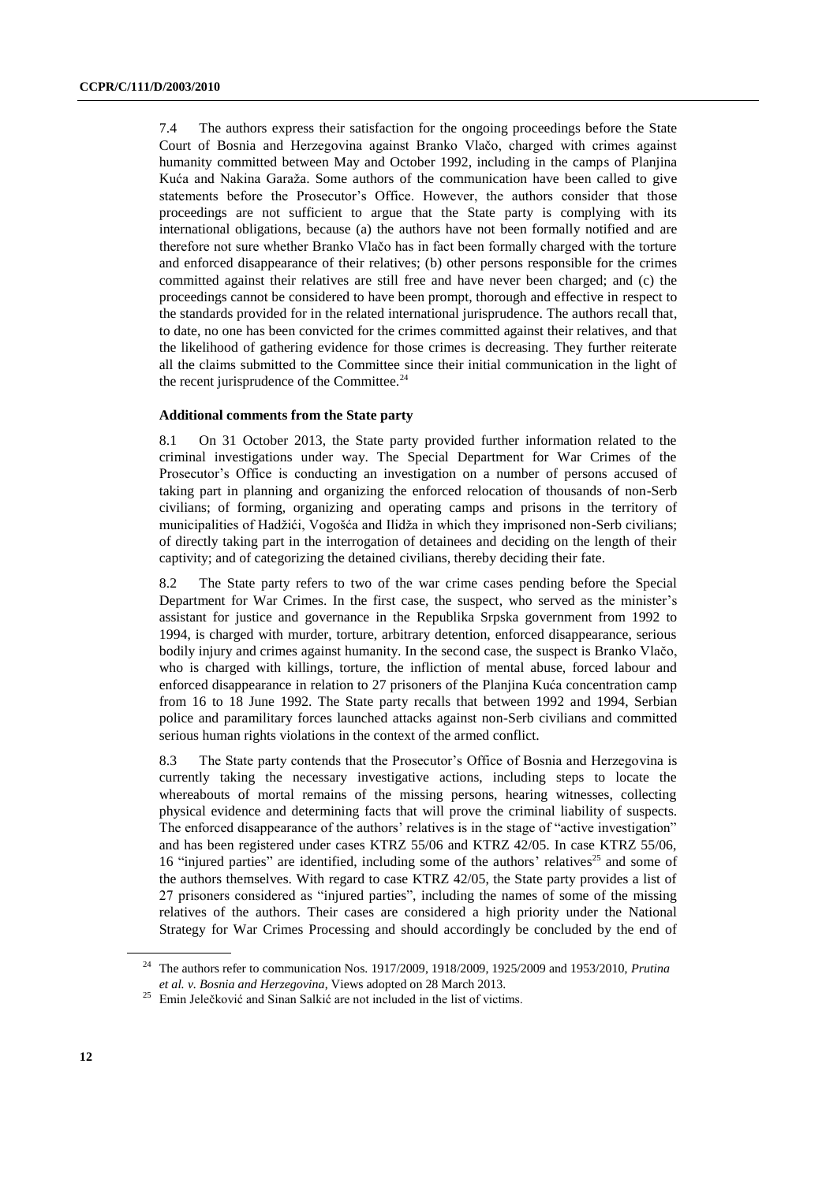7.4 The authors express their satisfaction for the ongoing proceedings before the State Court of Bosnia and Herzegovina against Branko Vlačo, charged with crimes against humanity committed between May and October 1992, including in the camps of Planjina Kuća and Nakina Garaža. Some authors of the communication have been called to give statements before the Prosecutor's Office. However, the authors consider that those proceedings are not sufficient to argue that the State party is complying with its international obligations, because (a) the authors have not been formally notified and are therefore not sure whether Branko Vlačo has in fact been formally charged with the torture and enforced disappearance of their relatives; (b) other persons responsible for the crimes committed against their relatives are still free and have never been charged; and (c) the proceedings cannot be considered to have been prompt, thorough and effective in respect to the standards provided for in the related international jurisprudence. The authors recall that, to date, no one has been convicted for the crimes committed against their relatives, and that the likelihood of gathering evidence for those crimes is decreasing. They further reiterate all the claims submitted to the Committee since their initial communication in the light of the recent jurisprudence of the Committee.[24]

**Additional comments from the State party**

8.1 On 31 October 2013, the State party provided further information related to the criminal investigations under way. The Special Department for War Crimes of the Prosecutor's Office is conducting an investigation on a number of persons accused of taking part in planning and organizing the enforced relocation of thousands of non-Serb civilians; of forming, organizing and operating camps and prisons in the territory of municipalities of Hadžići, Vogošća and Ilidža in which they imprisoned non-Serb civilians; of directly taking part in the interrogation of detainees and deciding on the length of their captivity; and of categorizing the detained civilians, thereby deciding their fate.

8.2 The State party refers to two of the war crime cases pending before the Special Department for War Crimes. In the first case, the suspect, who served as the minister's assistant for justice and governance in the Republika Srpska government from 1992 to 1994, is charged with murder, torture, arbitrary detention, enforced disappearance, serious bodily injury and crimes against humanity. In the second case, the suspect is Branko Vlačo, who is charged with killings, torture, the infliction of mental abuse, forced labour and enforced disappearance in relation to 27 prisoners of the Planjina Kuća concentration camp from 16 to 18 June 1992. The State party recalls that between 1992 and 1994, Serbian police and paramilitary forces launched attacks against non-Serb civilians and committed serious human rights violations in the context of the armed conflict.

8.3 The State party contends that the Prosecutor's Office of Bosnia and Herzegovina is currently taking the necessary investigative actions, including steps to locate the whereabouts of mortal remains of the missing persons, hearing witnesses, collecting physical evidence and determining facts that will prove the criminal liability of suspects. The enforced disappearance of the authors' relatives is in the stage of "active investigation" and has been registered under cases KTRZ 55/06 and KTRZ 42/05. In case KTRZ 55/06, 16 "injured parties" are identified, including some of the authors' relatives[25] and some of the authors themselves. With regard to case KTRZ 42/05, the State party provides a list of 27 prisoners considered as "injured parties", including the names of some of the missing relatives of the authors. Their cases are considered a high priority under the National Strategy for War Crimes Processing and should accordingly be concluded by the end of

---

[24] The authors refer to communication Nos. 1917/2009, 1918/2009, 1925/2009 and 1953/2010, *Prutina et al. v. Bosnia and Herzegovina*, Views adopted on 28 March 2013.

[25] Emin Jelečković and Sinan Salkić are not included in the list of victims.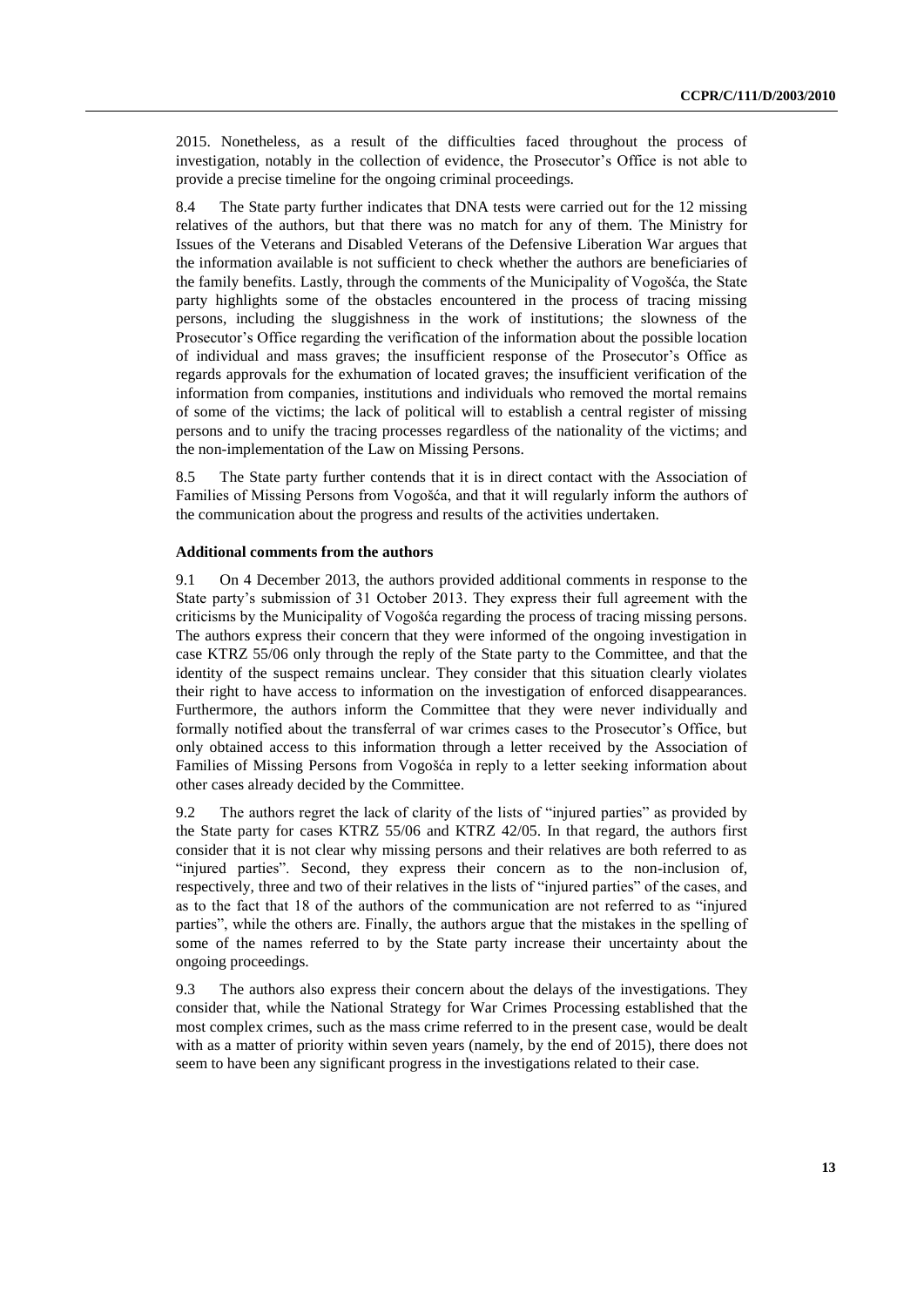2015. Nonetheless, as a result of the difficulties faced throughout the process of investigation, notably in the collection of evidence, the Prosecutor's Office is not able to provide a precise timeline for the ongoing criminal proceedings.

8.4 The State party further indicates that DNA tests were carried out for the 12 missing relatives of the authors, but that there was no match for any of them. The Ministry for Issues of the Veterans and Disabled Veterans of the Defensive Liberation War argues that the information available is not sufficient to check whether the authors are beneficiaries of the family benefits. Lastly, through the comments of the Municipality of Vogošća, the State party highlights some of the obstacles encountered in the process of tracing missing persons, including the sluggishness in the work of institutions; the slowness of the Prosecutor's Office regarding the verification of the information about the possible location of individual and mass graves; the insufficient response of the Prosecutor's Office as regards approvals for the exhumation of located graves; the insufficient verification of the information from companies, institutions and individuals who removed the mortal remains of some of the victims; the lack of political will to establish a central register of missing persons and to unify the tracing processes regardless of the nationality of the victims; and the non-implementation of the Law on Missing Persons.

8.5 The State party further contends that it is in direct contact with the Association of Families of Missing Persons from Vogošća, and that it will regularly inform the authors of the communication about the progress and results of the activities undertaken.

### Additional comments from the authors

9.1 On 4 December 2013, the authors provided additional comments in response to the State party's submission of 31 October 2013. They express their full agreement with the criticisms by the Municipality of Vogošća regarding the process of tracing missing persons. The authors express their concern that they were informed of the ongoing investigation in case KTRZ 55/06 only through the reply of the State party to the Committee, and that the identity of the suspect remains unclear. They consider that this situation clearly violates their right to have access to information on the investigation of enforced disappearances. Furthermore, the authors inform the Committee that they were never individually and formally notified about the transferral of war crimes cases to the Prosecutor's Office, but only obtained access to this information through a letter received by the Association of Families of Missing Persons from Vogošća in reply to a letter seeking information about other cases already decided by the Committee.

9.2 The authors regret the lack of clarity of the lists of "injured parties" as provided by the State party for cases KTRZ 55/06 and KTRZ 42/05. In that regard, the authors first consider that it is not clear why missing persons and their relatives are both referred to as "injured parties". Second, they express their concern as to the non-inclusion of, respectively, three and two of their relatives in the lists of "injured parties" of the cases, and as to the fact that 18 of the authors of the communication are not referred to as "injured parties", while the others are. Finally, the authors argue that the mistakes in the spelling of some of the names referred to by the State party increase their uncertainty about the ongoing proceedings.

9.3 The authors also express their concern about the delays of the investigations. They consider that, while the National Strategy for War Crimes Processing established that the most complex crimes, such as the mass crime referred to in the present case, would be dealt with as a matter of priority within seven years (namely, by the end of 2015), there does not seem to have been any significant progress in the investigations related to their case.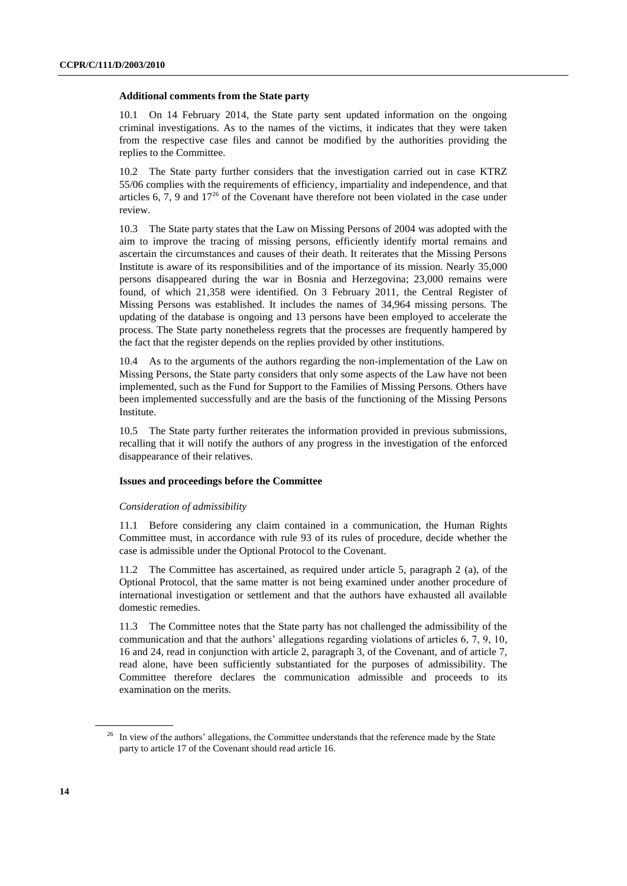### Additional comments from the State party

10.1 On 14 February 2014, the State party sent updated information on the ongoing criminal investigations. As to the names of the victims, it indicates that they were taken from the respective case files and cannot be modified by the authorities providing the replies to the Committee.

10.2 The State party further considers that the investigation carried out in case KTRZ 55/06 complies with the requirements of efficiency, impartiality and independence, and that articles 6, 7, 9 and 17[26] of the Covenant have therefore not been violated in the case under review.

10.3 The State party states that the Law on Missing Persons of 2004 was adopted with the aim to improve the tracing of missing persons, efficiently identify mortal remains and ascertain the circumstances and causes of their death. It reiterates that the Missing Persons Institute is aware of its responsibilities and of the importance of its mission. Nearly 35,000 persons disappeared during the war in Bosnia and Herzegovina; 23,000 remains were found, of which 21,358 were identified. On 3 February 2011, the Central Register of Missing Persons was established. It includes the names of 34,964 missing persons. The updating of the database is ongoing and 13 persons have been employed to accelerate the process. The State party nonetheless regrets that the processes are frequently hampered by the fact that the register depends on the replies provided by other institutions.

10.4 As to the arguments of the authors regarding the non-implementation of the Law on Missing Persons, the State party considers that only some aspects of the Law have not been implemented, such as the Fund for Support to the Families of Missing Persons. Others have been implemented successfully and are the basis of the functioning of the Missing Persons Institute.

10.5 The State party further reiterates the information provided in previous submissions, recalling that it will notify the authors of any progress in the investigation of the enforced disappearance of their relatives.

### Issues and proceedings before the Committee

*Consideration of admissibility*

11.1 Before considering any claim contained in a communication, the Human Rights Committee must, in accordance with rule 93 of its rules of procedure, decide whether the case is admissible under the Optional Protocol to the Covenant.

11.2 The Committee has ascertained, as required under article 5, paragraph 2 (a), of the Optional Protocol, that the same matter is not being examined under another procedure of international investigation or settlement and that the authors have exhausted all available domestic remedies.

11.3 The Committee notes that the State party has not challenged the admissibility of the communication and that the authors' allegations regarding violations of articles 6, 7, 9, 10, 16 and 24, read in conjunction with article 2, paragraph 3, of the Covenant, and of article 7, read alone, have been sufficiently substantiated for the purposes of admissibility. The Committee therefore declares the communication admissible and proceeds to its examination on the merits.

---

[26] In view of the authors' allegations, the Committee understands that the reference made by the State party to article 17 of the Covenant should read article 16.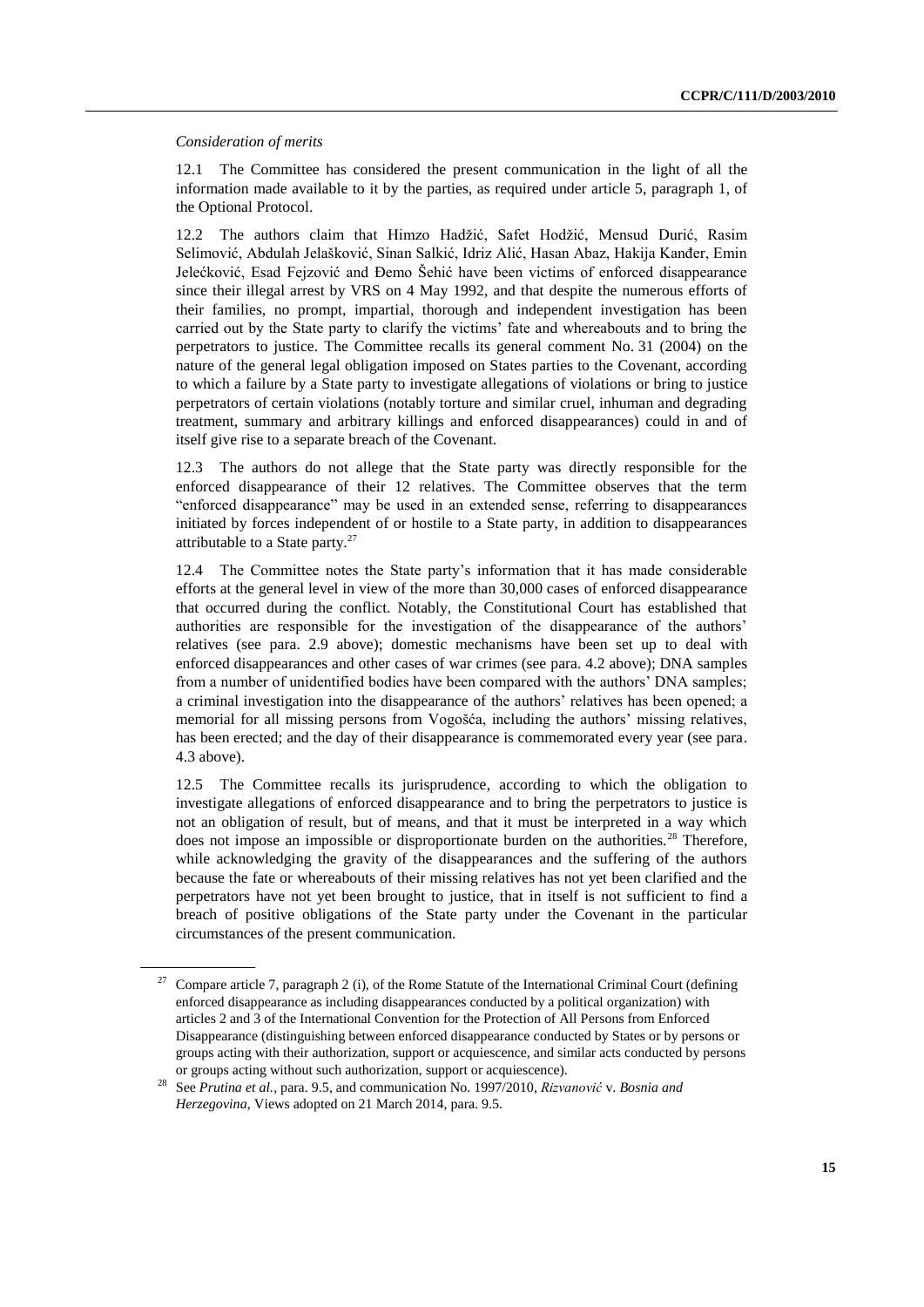*Consideration of merits*

12.1 The Committee has considered the present communication in the light of all the information made available to it by the parties, as required under article 5, paragraph 1, of the Optional Protocol.

12.2 The authors claim that Himzo Hadžić, Safet Hodžić, Mensud Durić, Rasim Selimović, Abdulah Jelašković, Sinan Salkić, Idriz Alić, Hasan Abaz, Hakija Kanđer, Emin Jelećković, Esad Fejzović and Đemo Šehić have been victims of enforced disappearance since their illegal arrest by VRS on 4 May 1992, and that despite the numerous efforts of their families, no prompt, impartial, thorough and independent investigation has been carried out by the State party to clarify the victims' fate and whereabouts and to bring the perpetrators to justice. The Committee recalls its general comment No. 31 (2004) on the nature of the general legal obligation imposed on States parties to the Covenant, according to which a failure by a State party to investigate allegations of violations or bring to justice perpetrators of certain violations (notably torture and similar cruel, inhuman and degrading treatment, summary and arbitrary killings and enforced disappearances) could in and of itself give rise to a separate breach of the Covenant.

12.3 The authors do not allege that the State party was directly responsible for the enforced disappearance of their 12 relatives. The Committee observes that the term "enforced disappearance" may be used in an extended sense, referring to disappearances initiated by forces independent of or hostile to a State party, in addition to disappearances attributable to a State party.[27]

12.4 The Committee notes the State party's information that it has made considerable efforts at the general level in view of the more than 30,000 cases of enforced disappearance that occurred during the conflict. Notably, the Constitutional Court has established that authorities are responsible for the investigation of the disappearance of the authors' relatives (see para. 2.9 above); domestic mechanisms have been set up to deal with enforced disappearances and other cases of war crimes (see para. 4.2 above); DNA samples from a number of unidentified bodies have been compared with the authors' DNA samples; a criminal investigation into the disappearance of the authors' relatives has been opened; a memorial for all missing persons from Vogošća, including the authors' missing relatives, has been erected; and the day of their disappearance is commemorated every year (see para. 4.3 above).

12.5 The Committee recalls its jurisprudence, according to which the obligation to investigate allegations of enforced disappearance and to bring the perpetrators to justice is not an obligation of result, but of means, and that it must be interpreted in a way which does not impose an impossible or disproportionate burden on the authorities.[28] Therefore, while acknowledging the gravity of the disappearances and the suffering of the authors because the fate or whereabouts of their missing relatives has not yet been clarified and the perpetrators have not yet been brought to justice, that in itself is not sufficient to find a breach of positive obligations of the State party under the Covenant in the particular circumstances of the present communication.

---

[27] Compare article 7, paragraph 2 (i), of the Rome Statute of the International Criminal Court (defining enforced disappearance as including disappearances conducted by a political organization) with articles 2 and 3 of the International Convention for the Protection of All Persons from Enforced Disappearance (distinguishing between enforced disappearance conducted by States or by persons or groups acting with their authorization, support or acquiescence, and similar acts conducted by persons or groups acting without such authorization, support or acquiescence).

[28] See *Prutina et al.*, para. 9.5, and communication No. 1997/2010, *Rizvanović* v. *Bosnia and Herzegovina*, Views adopted on 21 March 2014, para. 9.5.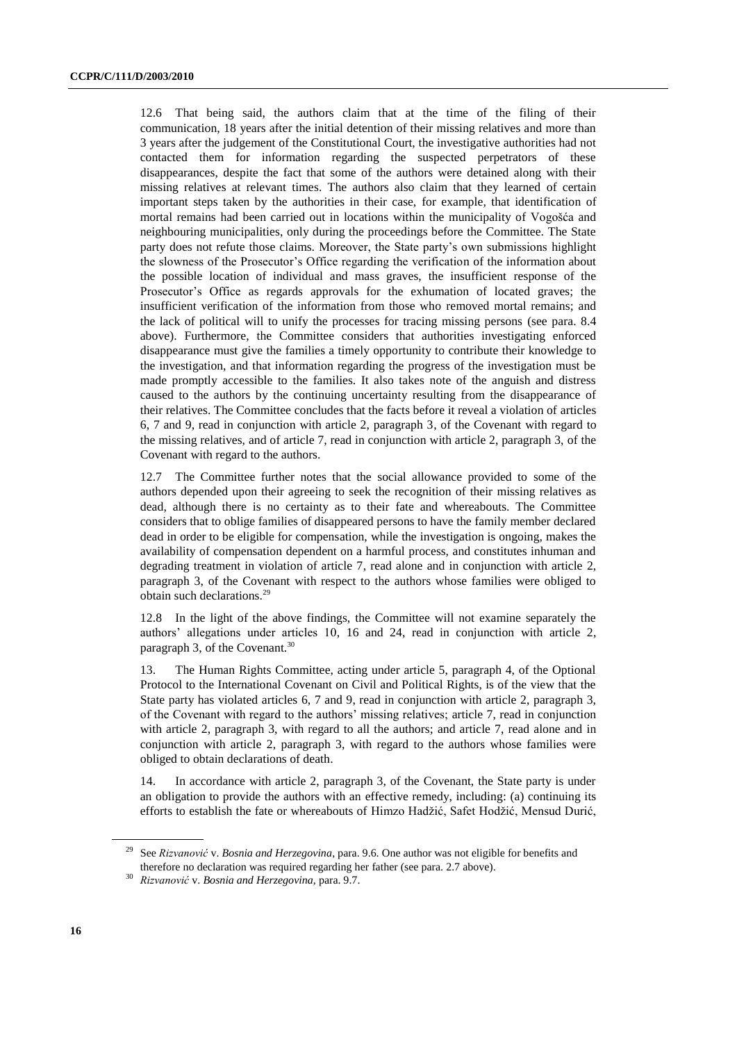12.6 That being said, the authors claim that at the time of the filing of their communication, 18 years after the initial detention of their missing relatives and more than 3 years after the judgement of the Constitutional Court, the investigative authorities had not contacted them for information regarding the suspected perpetrators of these disappearances, despite the fact that some of the authors were detained along with their missing relatives at relevant times. The authors also claim that they learned of certain important steps taken by the authorities in their case, for example, that identification of mortal remains had been carried out in locations within the municipality of Vogošća and neighbouring municipalities, only during the proceedings before the Committee. The State party does not refute those claims. Moreover, the State party's own submissions highlight the slowness of the Prosecutor's Office regarding the verification of the information about the possible location of individual and mass graves, the insufficient response of the Prosecutor's Office as regards approvals for the exhumation of located graves; the insufficient verification of the information from those who removed mortal remains; and the lack of political will to unify the processes for tracing missing persons (see para. 8.4 above). Furthermore, the Committee considers that authorities investigating enforced disappearance must give the families a timely opportunity to contribute their knowledge to the investigation, and that information regarding the progress of the investigation must be made promptly accessible to the families. It also takes note of the anguish and distress caused to the authors by the continuing uncertainty resulting from the disappearance of their relatives. The Committee concludes that the facts before it reveal a violation of articles 6, 7 and 9, read in conjunction with article 2, paragraph 3, of the Covenant with regard to the missing relatives, and of article 7, read in conjunction with article 2, paragraph 3, of the Covenant with regard to the authors.

12.7 The Committee further notes that the social allowance provided to some of the authors depended upon their agreeing to seek the recognition of their missing relatives as dead, although there is no certainty as to their fate and whereabouts. The Committee considers that to oblige families of disappeared persons to have the family member declared dead in order to be eligible for compensation, while the investigation is ongoing, makes the availability of compensation dependent on a harmful process, and constitutes inhuman and degrading treatment in violation of article 7, read alone and in conjunction with article 2, paragraph 3, of the Covenant with respect to the authors whose families were obliged to obtain such declarations.[29]

12.8 In the light of the above findings, the Committee will not examine separately the authors' allegations under articles 10, 16 and 24, read in conjunction with article 2, paragraph 3, of the Covenant.[30]

13. The Human Rights Committee, acting under article 5, paragraph 4, of the Optional Protocol to the International Covenant on Civil and Political Rights, is of the view that the State party has violated articles 6, 7 and 9, read in conjunction with article 2, paragraph 3, of the Covenant with regard to the authors' missing relatives; article 7, read in conjunction with article 2, paragraph 3, with regard to all the authors; and article 7, read alone and in conjunction with article 2, paragraph 3, with regard to the authors whose families were obliged to obtain declarations of death.

14. In accordance with article 2, paragraph 3, of the Covenant, the State party is under an obligation to provide the authors with an effective remedy, including: (a) continuing its efforts to establish the fate or whereabouts of Himzo Hadžić, Safet Hodžić, Mensud Durić,

[29] See *Rizvanović* v. *Bosnia and Herzegovina*, para. 9.6. One author was not eligible for benefits and therefore no declaration was required regarding her father (see para. 2.7 above).

[30] *Rizvanović* v. *Bosnia and Herzegovina*, para. 9.7.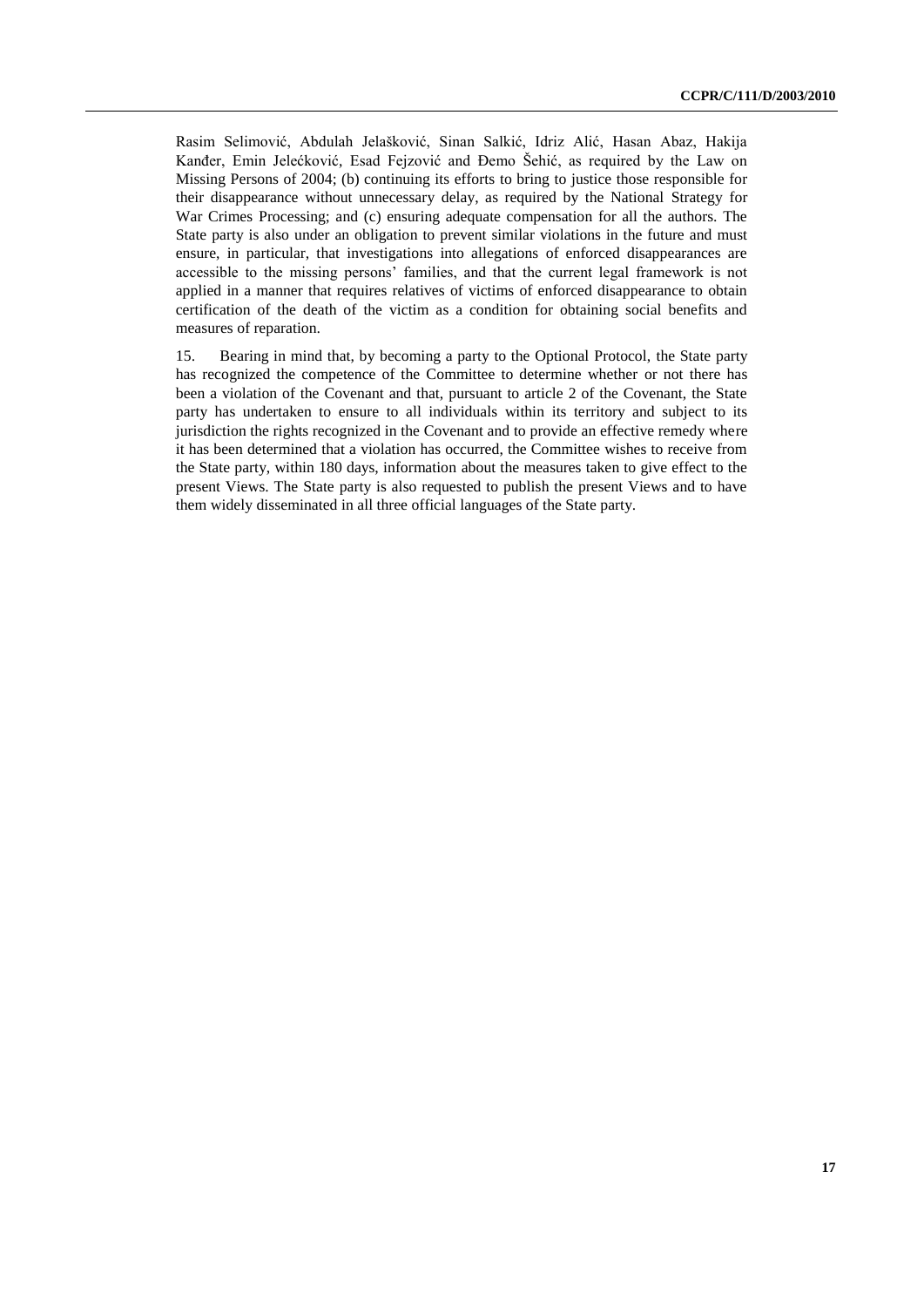Rasim Selimović, Abdulah Jelašković, Sinan Salkić, Idriz Alić, Hasan Abaz, Hakija Kanđer, Emin Jelećković, Esad Fejzović and Đemo Šehić, as required by the Law on Missing Persons of 2004; (b) continuing its efforts to bring to justice those responsible for their disappearance without unnecessary delay, as required by the National Strategy for War Crimes Processing; and (c) ensuring adequate compensation for all the authors. The State party is also under an obligation to prevent similar violations in the future and must ensure, in particular, that investigations into allegations of enforced disappearances are accessible to the missing persons' families, and that the current legal framework is not applied in a manner that requires relatives of victims of enforced disappearance to obtain certification of the death of the victim as a condition for obtaining social benefits and measures of reparation.

15. Bearing in mind that, by becoming a party to the Optional Protocol, the State party has recognized the competence of the Committee to determine whether or not there has been a violation of the Covenant and that, pursuant to article 2 of the Covenant, the State party has undertaken to ensure to all individuals within its territory and subject to its jurisdiction the rights recognized in the Covenant and to provide an effective remedy where it has been determined that a violation has occurred, the Committee wishes to receive from the State party, within 180 days, information about the measures taken to give effect to the present Views. The State party is also requested to publish the present Views and to have them widely disseminated in all three official languages of the State party.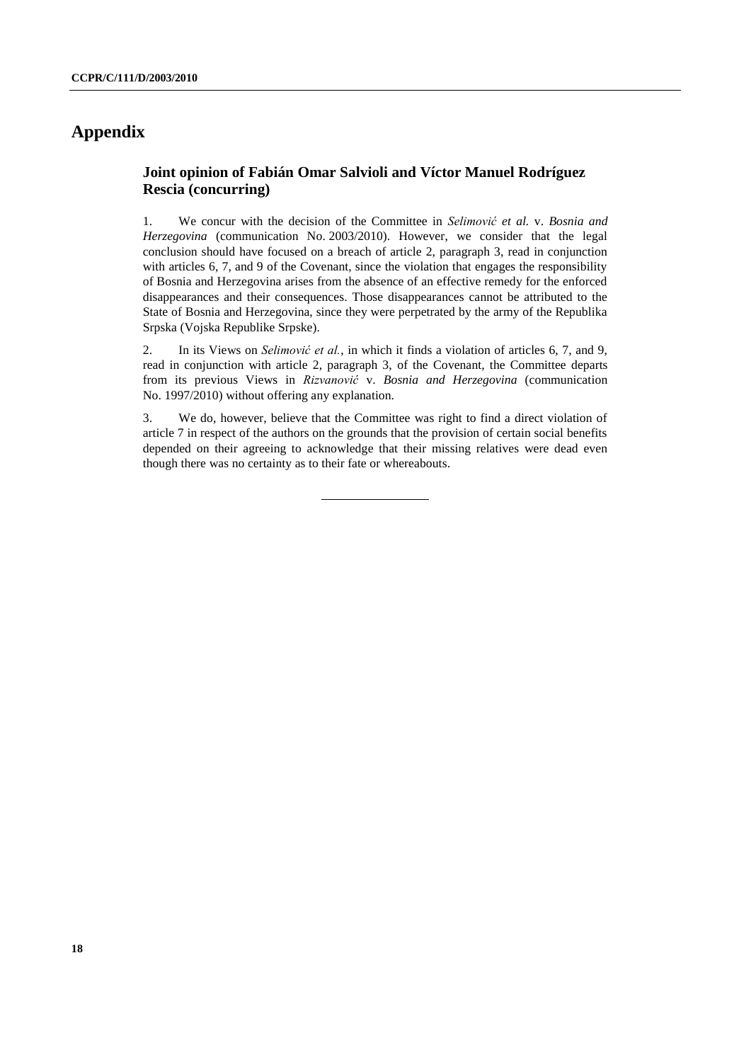# Appendix

## Joint opinion of Fabián Omar Salvioli and Víctor Manuel Rodríguez Rescia (concurring)

1. We concur with the decision of the Committee in *Selimović et al.* v. *Bosnia and Herzegovina* (communication No. 2003/2010). However, we consider that the legal conclusion should have focused on a breach of article 2, paragraph 3, read in conjunction with articles 6, 7, and 9 of the Covenant, since the violation that engages the responsibility of Bosnia and Herzegovina arises from the absence of an effective remedy for the enforced disappearances and their consequences. Those disappearances cannot be attributed to the State of Bosnia and Herzegovina, since they were perpetrated by the army of the Republika Srpska (Vojska Republike Srpske).

2. In its Views on *Selimović et al.*, in which it finds a violation of articles 6, 7, and 9, read in conjunction with article 2, paragraph 3, of the Covenant, the Committee departs from its previous Views in *Rizvanović* v. *Bosnia and Herzegovina* (communication No. 1997/2010) without offering any explanation.

3. We do, however, believe that the Committee was right to find a direct violation of article 7 in respect of the authors on the grounds that the provision of certain social benefits depended on their agreeing to acknowledge that their missing relatives were dead even though there was no certainty as to their fate or whereabouts.